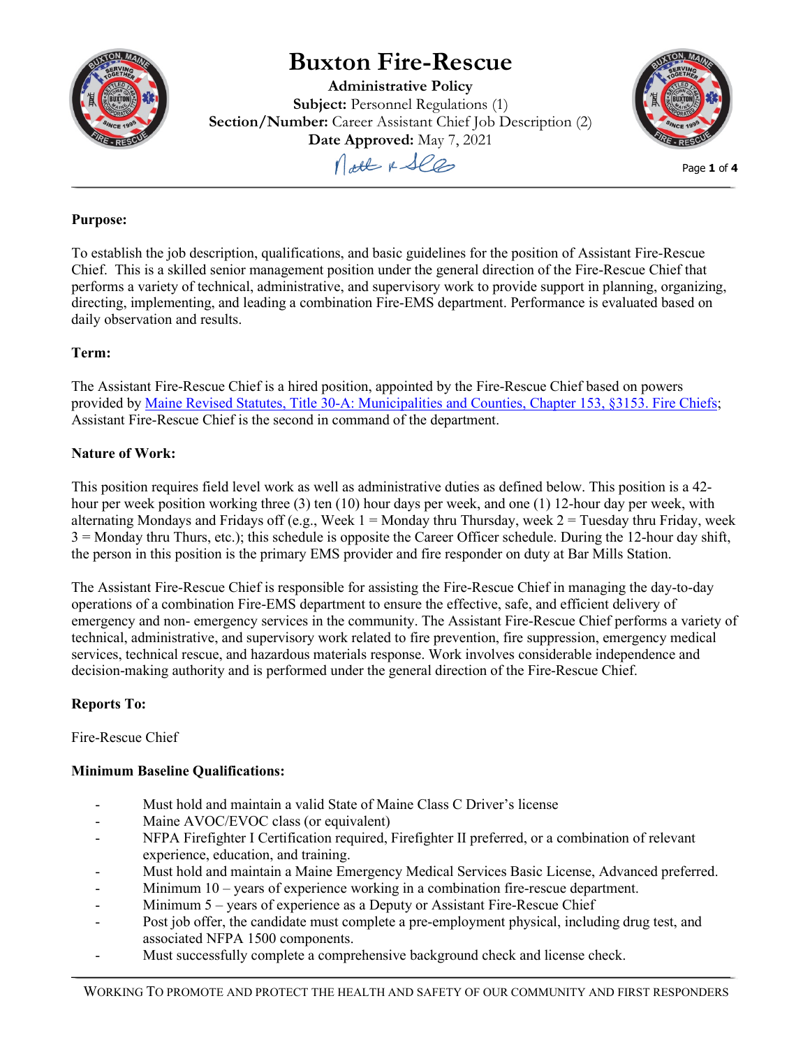# Buxton Fire-Rescue

**Administrative Policy**
**Subject:** Personnel Regulations (1)
**Section/Number:** Career Assistant Chief Job Description (2)
**Date Approved:** May 7, 2021

**Purpose:**

To establish the job description, qualifications, and basic guidelines for the position of Assistant Fire-Rescue Chief. This is a skilled senior management position under the general direction of the Fire-Rescue Chief that performs a variety of technical, administrative, and supervisory work to provide support in planning, organizing, directing, implementing, and leading a combination Fire-EMS department. Performance is evaluated based on daily observation and results.

**Term:**

The Assistant Fire-Rescue Chief is a hired position, appointed by the Fire-Rescue Chief based on powers provided by Maine Revised Statutes, Title 30-A: Municipalities and Counties, Chapter 153, §3153. Fire Chiefs; Assistant Fire-Rescue Chief is the second in command of the department.

**Nature of Work:**

This position requires field level work as well as administrative duties as defined below. This position is a 42-hour per week position working three (3) ten (10) hour days per week, and one (1) 12-hour day per week, with alternating Mondays and Fridays off (e.g., Week 1 = Monday thru Thursday, week 2 = Tuesday thru Friday, week 3 = Monday thru Thurs, etc.); this schedule is opposite the Career Officer schedule. During the 12-hour day shift, the person in this position is the primary EMS provider and fire responder on duty at Bar Mills Station.

The Assistant Fire-Rescue Chief is responsible for assisting the Fire-Rescue Chief in managing the day-to-day operations of a combination Fire-EMS department to ensure the effective, safe, and efficient delivery of emergency and non- emergency services in the community. The Assistant Fire-Rescue Chief performs a variety of technical, administrative, and supervisory work related to fire prevention, fire suppression, emergency medical services, technical rescue, and hazardous materials response. Work involves considerable independence and decision-making authority and is performed under the general direction of the Fire-Rescue Chief.

**Reports To:**

Fire-Rescue Chief

**Minimum Baseline Qualifications:**

- Must hold and maintain a valid State of Maine Class C Driver's license
- Maine AVOC/EVOC class (or equivalent)
- NFPA Firefighter I Certification required, Firefighter II preferred, or a combination of relevant experience, education, and training.
- Must hold and maintain a Maine Emergency Medical Services Basic License, Advanced preferred.
- Minimum 10 – years of experience working in a combination fire-rescue department.
- Minimum 5 – years of experience as a Deputy or Assistant Fire-Rescue Chief
- Post job offer, the candidate must complete a pre-employment physical, including drug test, and associated NFPA 1500 components.
- Must successfully complete a comprehensive background check and license check.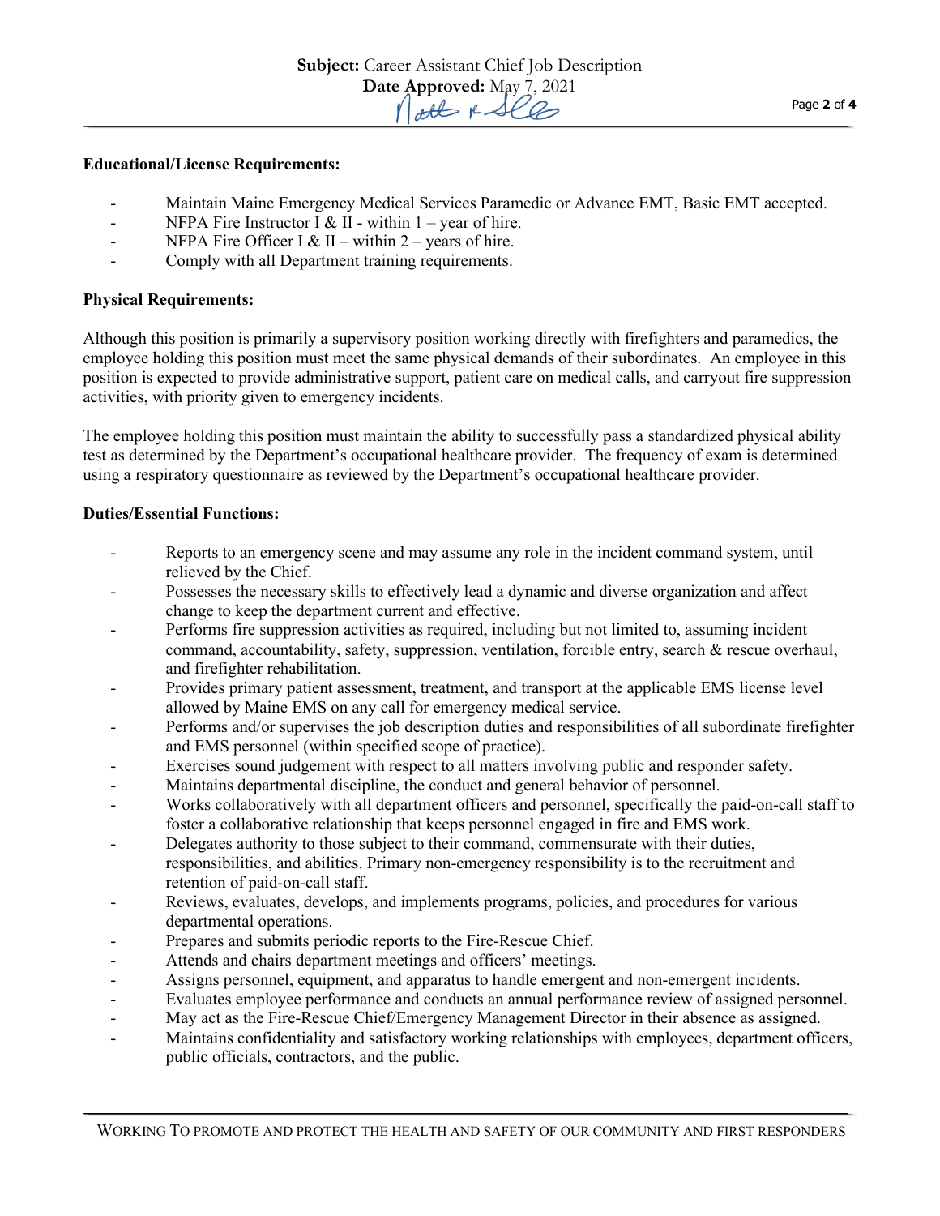**Educational/License Requirements:**

- Maintain Maine Emergency Medical Services Paramedic or Advance EMT, Basic EMT accepted.
- NFPA Fire Instructor I & II - within 1 – year of hire.
- NFPA Fire Officer I & II – within 2 – years of hire.
- Comply with all Department training requirements.

**Physical Requirements:**

Although this position is primarily a supervisory position working directly with firefighters and paramedics, the employee holding this position must meet the same physical demands of their subordinates. An employee in this position is expected to provide administrative support, patient care on medical calls, and carryout fire suppression activities, with priority given to emergency incidents.

The employee holding this position must maintain the ability to successfully pass a standardized physical ability test as determined by the Department's occupational healthcare provider. The frequency of exam is determined using a respiratory questionnaire as reviewed by the Department's occupational healthcare provider.

**Duties/Essential Functions:**

- Reports to an emergency scene and may assume any role in the incident command system, until relieved by the Chief.
- Possesses the necessary skills to effectively lead a dynamic and diverse organization and affect change to keep the department current and effective.
- Performs fire suppression activities as required, including but not limited to, assuming incident command, accountability, safety, suppression, ventilation, forcible entry, search & rescue overhaul, and firefighter rehabilitation.
- Provides primary patient assessment, treatment, and transport at the applicable EMS license level allowed by Maine EMS on any call for emergency medical service.
- Performs and/or supervises the job description duties and responsibilities of all subordinate firefighter and EMS personnel (within specified scope of practice).
- Exercises sound judgement with respect to all matters involving public and responder safety.
- Maintains departmental discipline, the conduct and general behavior of personnel.
- Works collaboratively with all department officers and personnel, specifically the paid-on-call staff to foster a collaborative relationship that keeps personnel engaged in fire and EMS work.
- Delegates authority to those subject to their command, commensurate with their duties, responsibilities, and abilities. Primary non-emergency responsibility is to the recruitment and retention of paid-on-call staff.
- Reviews, evaluates, develops, and implements programs, policies, and procedures for various departmental operations.
- Prepares and submits periodic reports to the Fire-Rescue Chief.
- Attends and chairs department meetings and officers' meetings.
- Assigns personnel, equipment, and apparatus to handle emergent and non-emergent incidents.
- Evaluates employee performance and conducts an annual performance review of assigned personnel.
- May act as the Fire-Rescue Chief/Emergency Management Director in their absence as assigned.
- Maintains confidentiality and satisfactory working relationships with employees, department officers, public officials, contractors, and the public.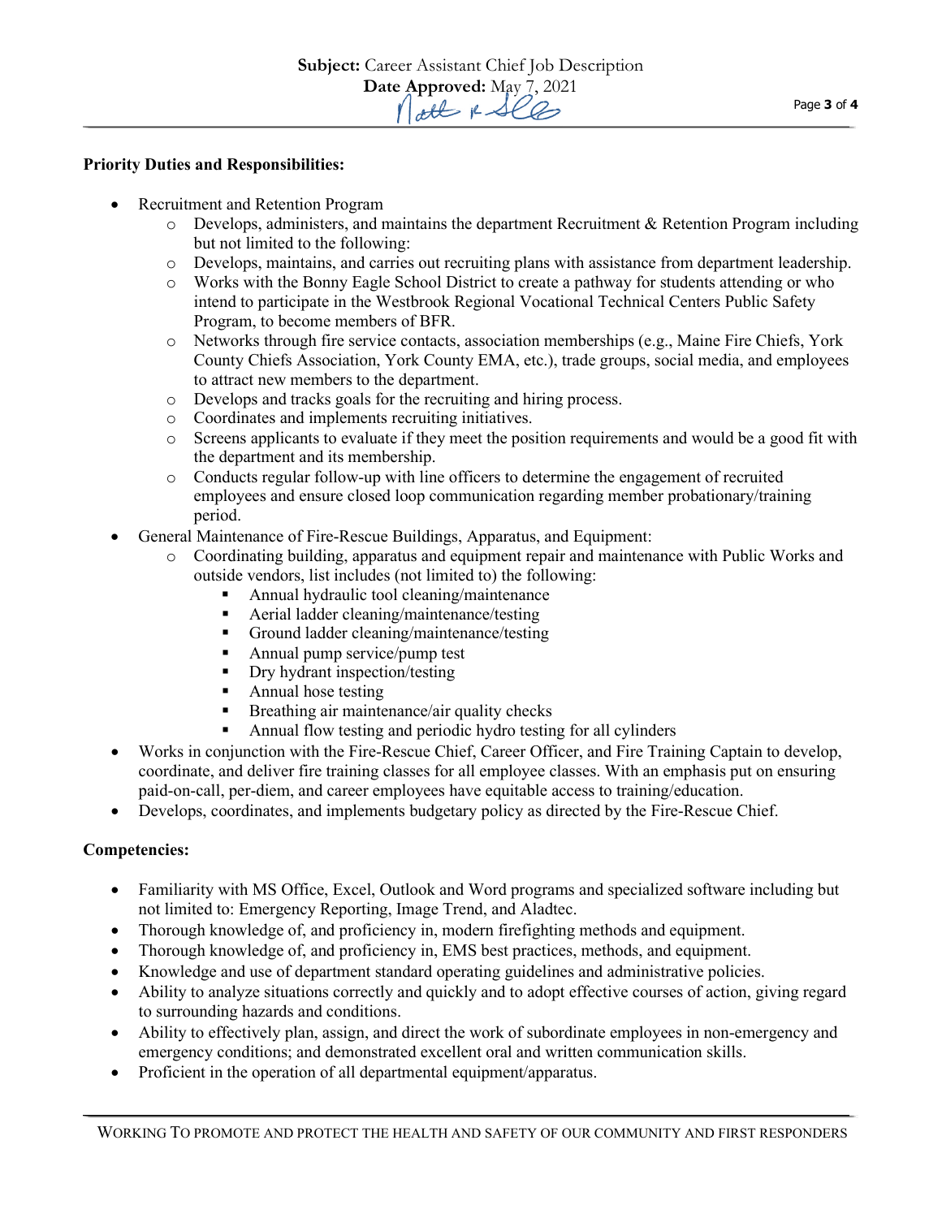**Priority Duties and Responsibilities:**

- Recruitment and Retention Program
  - Develops, administers, and maintains the department Recruitment & Retention Program including but not limited to the following:
  - Develops, maintains, and carries out recruiting plans with assistance from department leadership.
  - Works with the Bonny Eagle School District to create a pathway for students attending or who intend to participate in the Westbrook Regional Vocational Technical Centers Public Safety Program, to become members of BFR.
  - Networks through fire service contacts, association memberships (e.g., Maine Fire Chiefs, York County Chiefs Association, York County EMA, etc.), trade groups, social media, and employees to attract new members to the department.
  - Develops and tracks goals for the recruiting and hiring process.
  - Coordinates and implements recruiting initiatives.
  - Screens applicants to evaluate if they meet the position requirements and would be a good fit with the department and its membership.
  - Conducts regular follow-up with line officers to determine the engagement of recruited employees and ensure closed loop communication regarding member probationary/training period.
- General Maintenance of Fire-Rescue Buildings, Apparatus, and Equipment:
  - Coordinating building, apparatus and equipment repair and maintenance with Public Works and outside vendors, list includes (not limited to) the following:
    - Annual hydraulic tool cleaning/maintenance
    - Aerial ladder cleaning/maintenance/testing
    - Ground ladder cleaning/maintenance/testing
    - Annual pump service/pump test
    - Dry hydrant inspection/testing
    - Annual hose testing
    - Breathing air maintenance/air quality checks
    - Annual flow testing and periodic hydro testing for all cylinders
- Works in conjunction with the Fire-Rescue Chief, Career Officer, and Fire Training Captain to develop, coordinate, and deliver fire training classes for all employee classes. With an emphasis put on ensuring paid-on-call, per-diem, and career employees have equitable access to training/education.
- Develops, coordinates, and implements budgetary policy as directed by the Fire-Rescue Chief.

**Competencies:**

- Familiarity with MS Office, Excel, Outlook and Word programs and specialized software including but not limited to: Emergency Reporting, Image Trend, and Aladtec.
- Thorough knowledge of, and proficiency in, modern firefighting methods and equipment.
- Thorough knowledge of, and proficiency in, EMS best practices, methods, and equipment.
- Knowledge and use of department standard operating guidelines and administrative policies.
- Ability to analyze situations correctly and quickly and to adopt effective courses of action, giving regard to surrounding hazards and conditions.
- Ability to effectively plan, assign, and direct the work of subordinate employees in non-emergency and emergency conditions; and demonstrated excellent oral and written communication skills.
- Proficient in the operation of all departmental equipment/apparatus.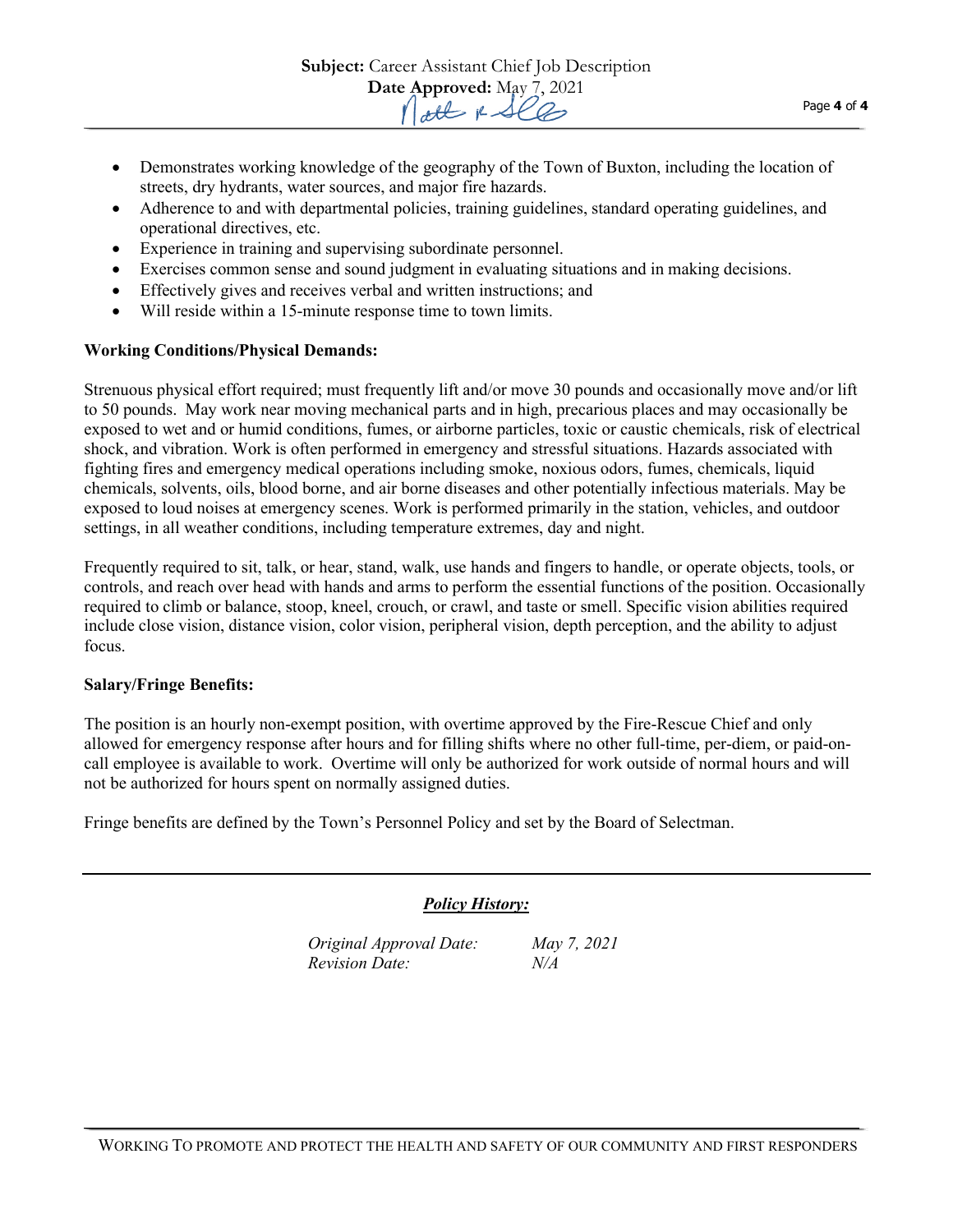- Demonstrates working knowledge of the geography of the Town of Buxton, including the location of streets, dry hydrants, water sources, and major fire hazards.
- Adherence to and with departmental policies, training guidelines, standard operating guidelines, and operational directives, etc.
- Experience in training and supervising subordinate personnel.
- Exercises common sense and sound judgment in evaluating situations and in making decisions.
- Effectively gives and receives verbal and written instructions; and
- Will reside within a 15-minute response time to town limits.

**Working Conditions/Physical Demands:**

Strenuous physical effort required; must frequently lift and/or move 30 pounds and occasionally move and/or lift to 50 pounds. May work near moving mechanical parts and in high, precarious places and may occasionally be exposed to wet and or humid conditions, fumes, or airborne particles, toxic or caustic chemicals, risk of electrical shock, and vibration. Work is often performed in emergency and stressful situations. Hazards associated with fighting fires and emergency medical operations including smoke, noxious odors, fumes, chemicals, liquid chemicals, solvents, oils, blood borne, and air borne diseases and other potentially infectious materials. May be exposed to loud noises at emergency scenes. Work is performed primarily in the station, vehicles, and outdoor settings, in all weather conditions, including temperature extremes, day and night.

Frequently required to sit, talk, or hear, stand, walk, use hands and fingers to handle, or operate objects, tools, or controls, and reach over head with hands and arms to perform the essential functions of the position. Occasionally required to climb or balance, stoop, kneel, crouch, or crawl, and taste or smell. Specific vision abilities required include close vision, distance vision, color vision, peripheral vision, depth perception, and the ability to adjust focus.

**Salary/Fringe Benefits:**

The position is an hourly non-exempt position, with overtime approved by the Fire-Rescue Chief and only allowed for emergency response after hours and for filling shifts where no other full-time, per-diem, or paid-on-call employee is available to work. Overtime will only be authorized for work outside of normal hours and will not be authorized for hours spent on normally assigned duties.

Fringe benefits are defined by the Town's Personnel Policy and set by the Board of Selectman.

***Policy History:***

| | |
|---|---|
| *Original Approval Date:* | *May 7, 2021* |
| *Revision Date:* | *N/A* |